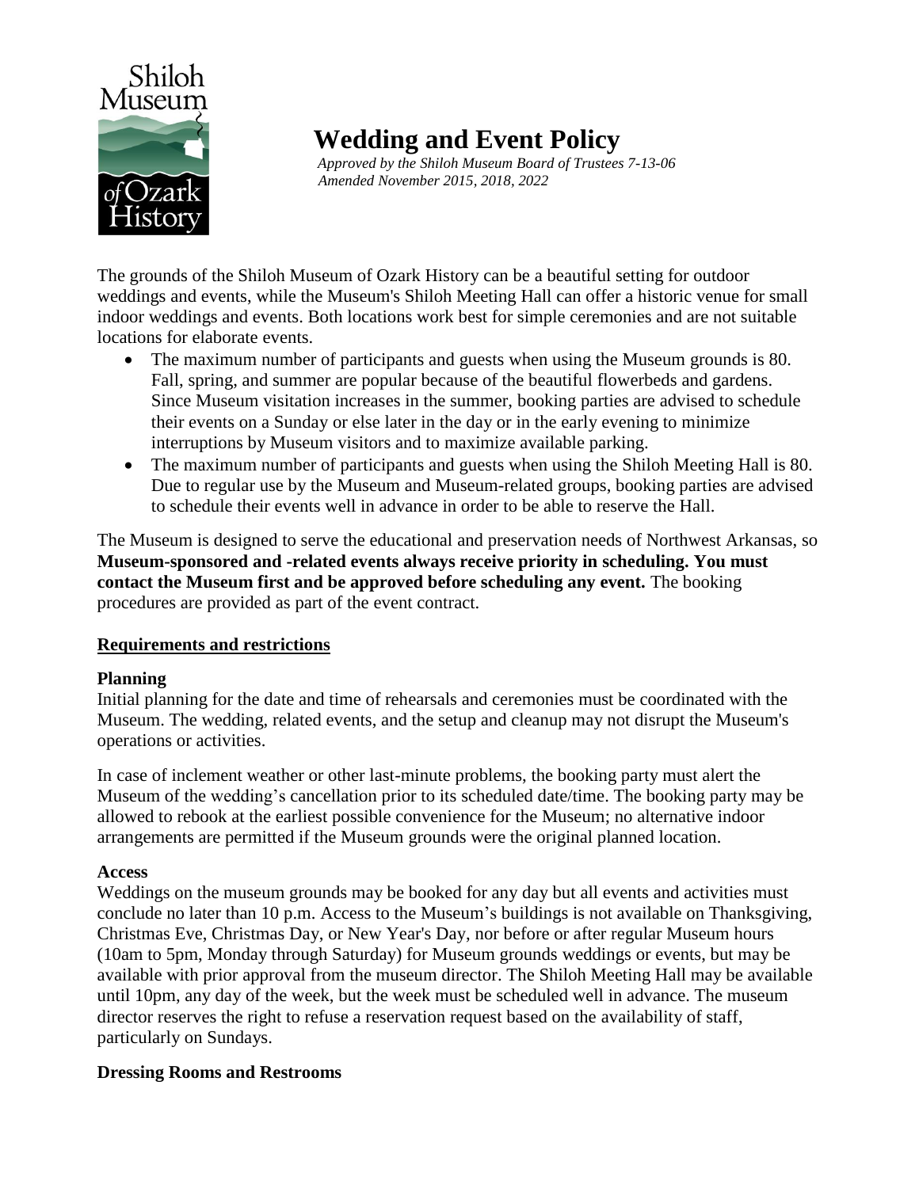# Wedding and Event Policy

*Approved by the Shiloh Museum Board of Trustees 7-13-06*
*Amended November 2015, 2018, 2022*

The grounds of the Shiloh Museum of Ozark History can be a beautiful setting for outdoor weddings and events, while the Museum's Shiloh Meeting Hall can offer a historic venue for small indoor weddings and events. Both locations work best for simple ceremonies and are not suitable locations for elaborate events.

- The maximum number of participants and guests when using the Museum grounds is 80. Fall, spring, and summer are popular because of the beautiful flowerbeds and gardens. Since Museum visitation increases in the summer, booking parties are advised to schedule their events on a Sunday or else later in the day or in the early evening to minimize interruptions by Museum visitors and to maximize available parking.
- The maximum number of participants and guests when using the Shiloh Meeting Hall is 80. Due to regular use by the Museum and Museum-related groups, booking parties are advised to schedule their events well in advance in order to be able to reserve the Hall.

The Museum is designed to serve the educational and preservation needs of Northwest Arkansas, so **Museum-sponsored and -related events always receive priority in scheduling. You must contact the Museum first and be approved before scheduling any event.** The booking procedures are provided as part of the event contract.

## Requirements and restrictions

### Planning

Initial planning for the date and time of rehearsals and ceremonies must be coordinated with the Museum. The wedding, related events, and the setup and cleanup may not disrupt the Museum's operations or activities.

In case of inclement weather or other last-minute problems, the booking party must alert the Museum of the wedding's cancellation prior to its scheduled date/time. The booking party may be allowed to rebook at the earliest possible convenience for the Museum; no alternative indoor arrangements are permitted if the Museum grounds were the original planned location.

### Access

Weddings on the museum grounds may be booked for any day but all events and activities must conclude no later than 10 p.m. Access to the Museum's buildings is not available on Thanksgiving, Christmas Eve, Christmas Day, or New Year's Day, nor before or after regular Museum hours (10am to 5pm, Monday through Saturday) for Museum grounds weddings or events, but may be available with prior approval from the museum director. The Shiloh Meeting Hall may be available until 10pm, any day of the week, but the week must be scheduled well in advance. The museum director reserves the right to refuse a reservation request based on the availability of staff, particularly on Sundays.

### Dressing Rooms and Restrooms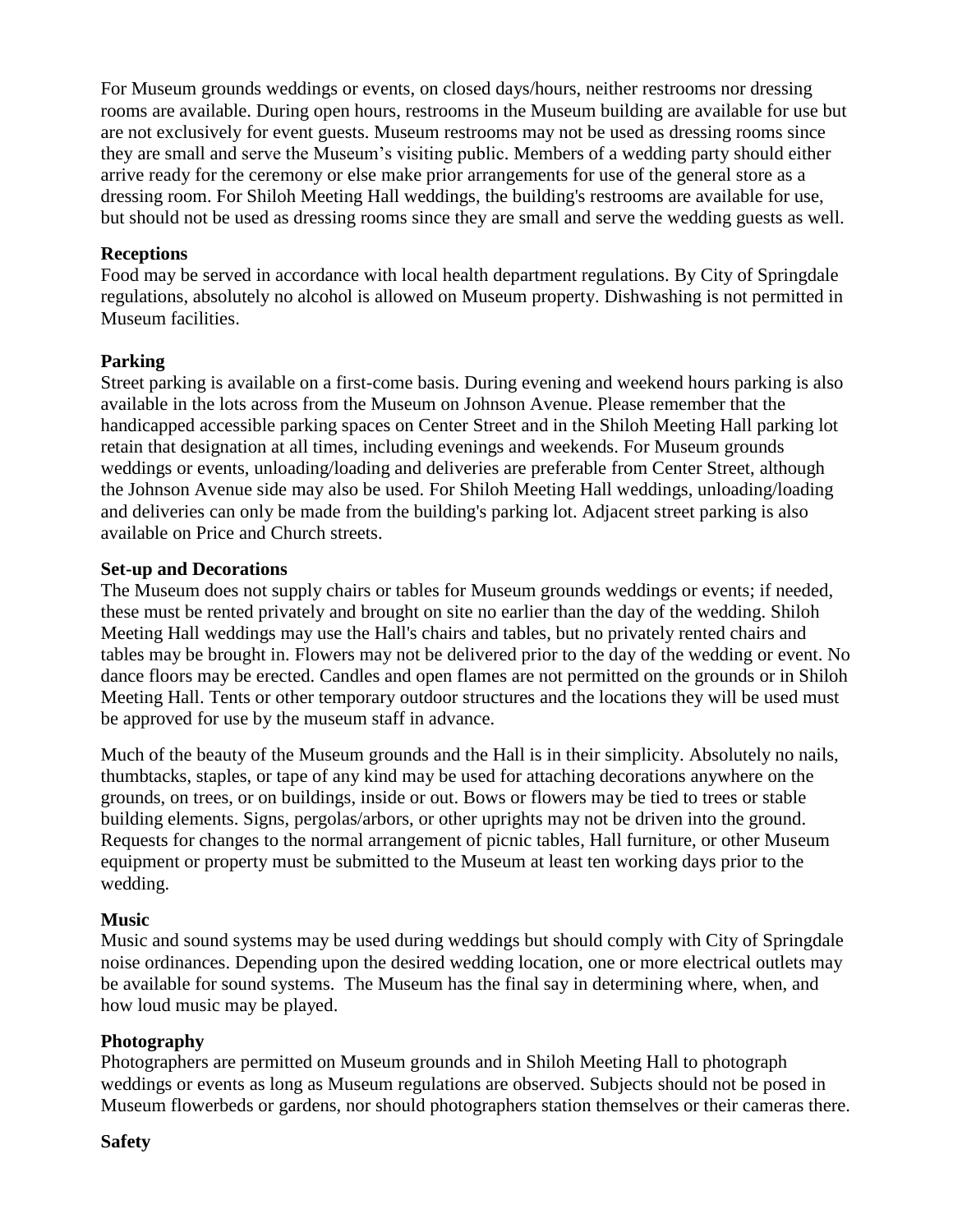For Museum grounds weddings or events, on closed days/hours, neither restrooms nor dressing rooms are available. During open hours, restrooms in the Museum building are available for use but are not exclusively for event guests. Museum restrooms may not be used as dressing rooms since they are small and serve the Museum's visiting public. Members of a wedding party should either arrive ready for the ceremony or else make prior arrangements for use of the general store as a dressing room. For Shiloh Meeting Hall weddings, the building's restrooms are available for use, but should not be used as dressing rooms since they are small and serve the wedding guests as well.

**Receptions**

Food may be served in accordance with local health department regulations. By City of Springdale regulations, absolutely no alcohol is allowed on Museum property. Dishwashing is not permitted in Museum facilities.

**Parking**

Street parking is available on a first-come basis. During evening and weekend hours parking is also available in the lots across from the Museum on Johnson Avenue. Please remember that the handicapped accessible parking spaces on Center Street and in the Shiloh Meeting Hall parking lot retain that designation at all times, including evenings and weekends. For Museum grounds weddings or events, unloading/loading and deliveries are preferable from Center Street, although the Johnson Avenue side may also be used. For Shiloh Meeting Hall weddings, unloading/loading and deliveries can only be made from the building's parking lot. Adjacent street parking is also available on Price and Church streets.

**Set-up and Decorations**

The Museum does not supply chairs or tables for Museum grounds weddings or events; if needed, these must be rented privately and brought on site no earlier than the day of the wedding. Shiloh Meeting Hall weddings may use the Hall's chairs and tables, but no privately rented chairs and tables may be brought in. Flowers may not be delivered prior to the day of the wedding or event. No dance floors may be erected. Candles and open flames are not permitted on the grounds or in Shiloh Meeting Hall. Tents or other temporary outdoor structures and the locations they will be used must be approved for use by the museum staff in advance.

Much of the beauty of the Museum grounds and the Hall is in their simplicity. Absolutely no nails, thumbtacks, staples, or tape of any kind may be used for attaching decorations anywhere on the grounds, on trees, or on buildings, inside or out. Bows or flowers may be tied to trees or stable building elements. Signs, pergolas/arbors, or other uprights may not be driven into the ground. Requests for changes to the normal arrangement of picnic tables, Hall furniture, or other Museum equipment or property must be submitted to the Museum at least ten working days prior to the wedding.

**Music**

Music and sound systems may be used during weddings but should comply with City of Springdale noise ordinances. Depending upon the desired wedding location, one or more electrical outlets may be available for sound systems. The Museum has the final say in determining where, when, and how loud music may be played.

**Photography**

Photographers are permitted on Museum grounds and in Shiloh Meeting Hall to photograph weddings or events as long as Museum regulations are observed. Subjects should not be posed in Museum flowerbeds or gardens, nor should photographers station themselves or their cameras there.

**Safety**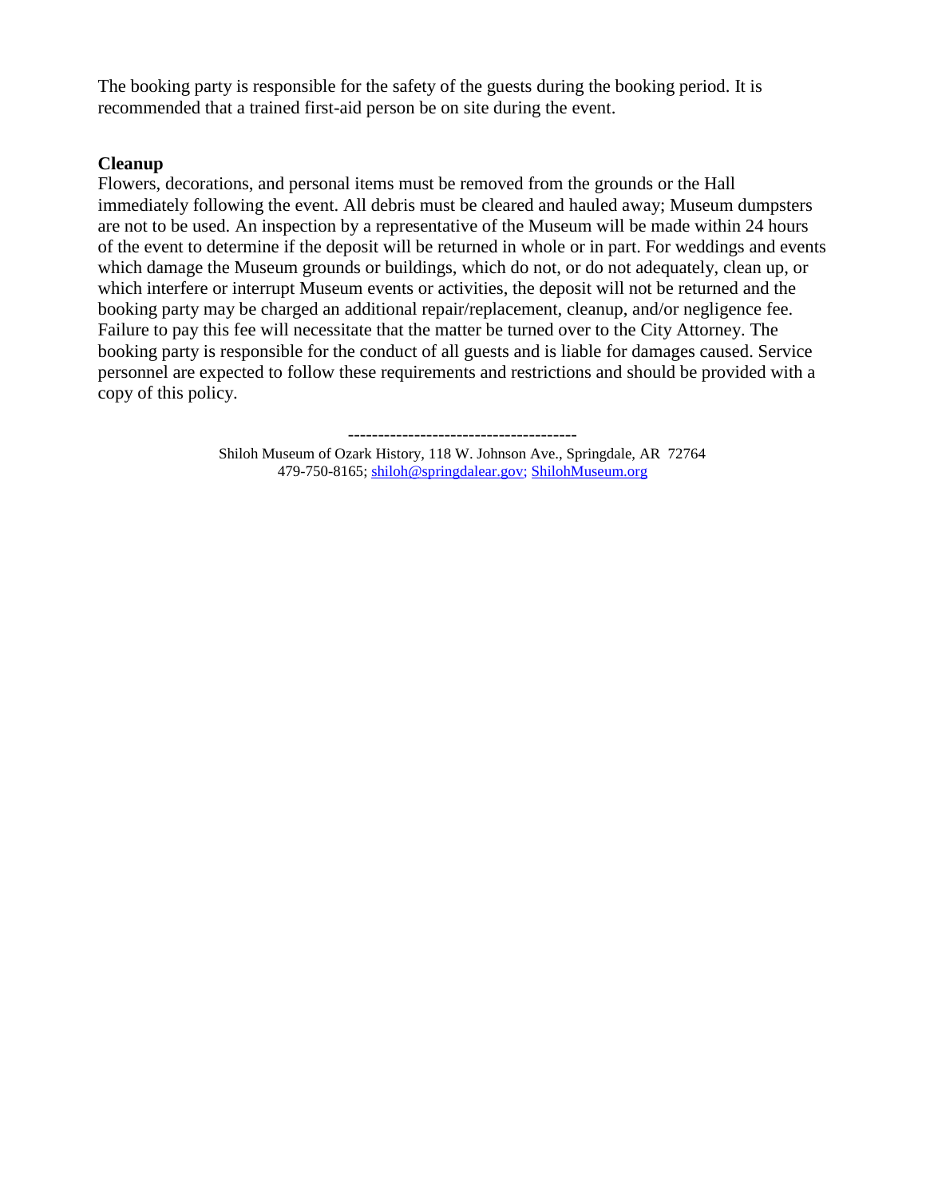The booking party is responsible for the safety of the guests during the booking period. It is recommended that a trained first-aid person be on site during the event.

**Cleanup**

Flowers, decorations, and personal items must be removed from the grounds or the Hall immediately following the event. All debris must be cleared and hauled away; Museum dumpsters are not to be used. An inspection by a representative of the Museum will be made within 24 hours of the event to determine if the deposit will be returned in whole or in part. For weddings and events which damage the Museum grounds or buildings, which do not, or do not adequately, clean up, or which interfere or interrupt Museum events or activities, the deposit will not be returned and the booking party may be charged an additional repair/replacement, cleanup, and/or negligence fee. Failure to pay this fee will necessitate that the matter be turned over to the City Attorney. The booking party is responsible for the conduct of all guests and is liable for damages caused. Service personnel are expected to follow these requirements and restrictions and should be provided with a copy of this policy.

--------------------------------------

Shiloh Museum of Ozark History, 118 W. Johnson Ave., Springdale, AR 72764
479-750-8165; shiloh@springdalear.gov; ShilohMuseum.org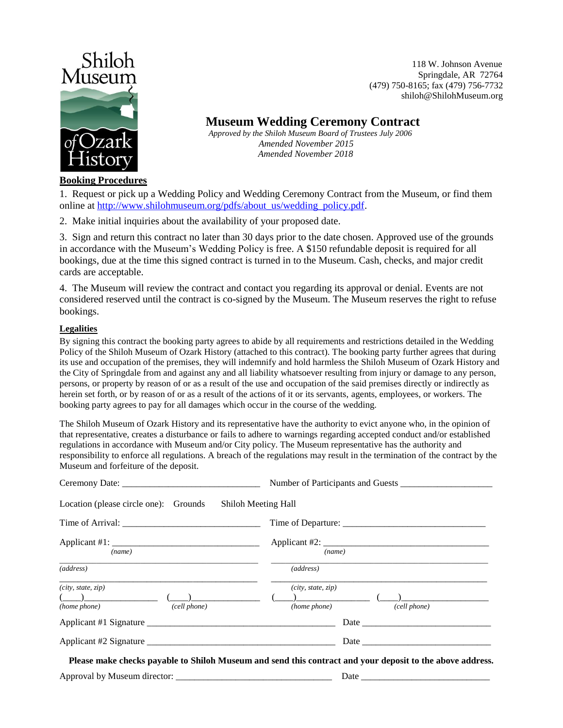Shiloh Museum of Ozark History

118 W. Johnson Avenue
Springdale, AR 72764
(479) 750-8165; fax (479) 756-7732
shiloh@ShilohMuseum.org

# Museum Wedding Ceremony Contract

*Approved by the Shiloh Museum Board of Trustees July 2006*
*Amended November 2015*
*Amended November 2018*

## Booking Procedures

1. Request or pick up a Wedding Policy and Wedding Ceremony Contract from the Museum, or find them online at http://www.shilohmuseum.org/pdfs/about_us/wedding_policy.pdf.

2. Make initial inquiries about the availability of your proposed date.

3. Sign and return this contract no later than 30 days prior to the date chosen. Approved use of the grounds in accordance with the Museum's Wedding Policy is free. A $150 refundable deposit is required for all bookings, due at the time this signed contract is turned in to the Museum. Cash, checks, and major credit cards are acceptable.

4. The Museum will review the contract and contact you regarding its approval or denial. Events are not considered reserved until the contract is co-signed by the Museum. The Museum reserves the right to refuse bookings.

## Legalities

By signing this contract the booking party agrees to abide by all requirements and restrictions detailed in the Wedding Policy of the Shiloh Museum of Ozark History (attached to this contract). The booking party further agrees that during its use and occupation of the premises, they will indemnify and hold harmless the Shiloh Museum of Ozark History and the City of Springdale from and against any and all liability whatsoever resulting from injury or damage to any person, persons, or property by reason of or as a result of the use and occupation of the said premises directly or indirectly as herein set forth, or by reason of or as a result of the actions of it or its servants, agents, employees, or workers. The booking party agrees to pay for all damages which occur in the course of the wedding.

The Shiloh Museum of Ozark History and its representative have the authority to evict anyone who, in the opinion of that representative, creates a disturbance or fails to adhere to warnings regarding accepted conduct and/or established regulations in accordance with Museum and/or City policy. The Museum representative has the authority and responsibility to enforce all regulations. A breach of the regulations may result in the termination of the contract by the Museum and forfeiture of the deposit.

Ceremony Date: ______________________________ Number of Participants and Guests ____________________

Location (please circle one): Grounds Shiloh Meeting Hall

Time of Arrival: ______________________________ Time of Departure: ______________________________

Applicant #1: ______________________________ Applicant #2: ______________________________
*(name)* *(name)*

______________________________ ______________________________
*(address)* *(address)*

______________________________ ______________________________
*(city, state, zip)* *(city, state, zip)*

(____)______________ (____)______________ (____)______________ (____)______________
*(home phone)* *(cell phone)* *(home phone)* *(cell phone)*

Applicant #1 Signature ________________________________________ Date ____________________________

Applicant #2 Signature ________________________________________ Date ____________________________

**Please make checks payable to Shiloh Museum and send this contract and your deposit to the above address.**

Approval by Museum director: _________________________________ Date ____________________________